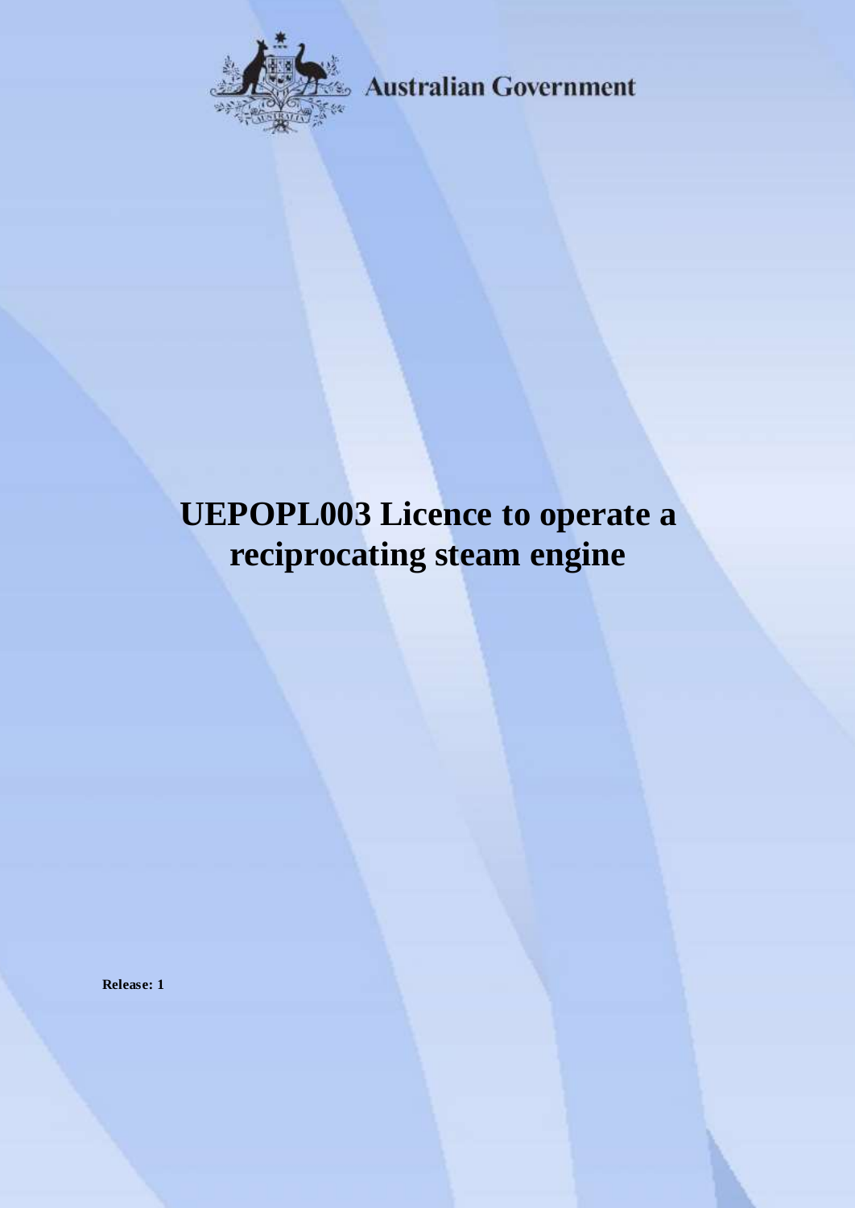Australian Government

# UEPOPL003 Licence to operate a reciprocating steam engine

**Release: 1**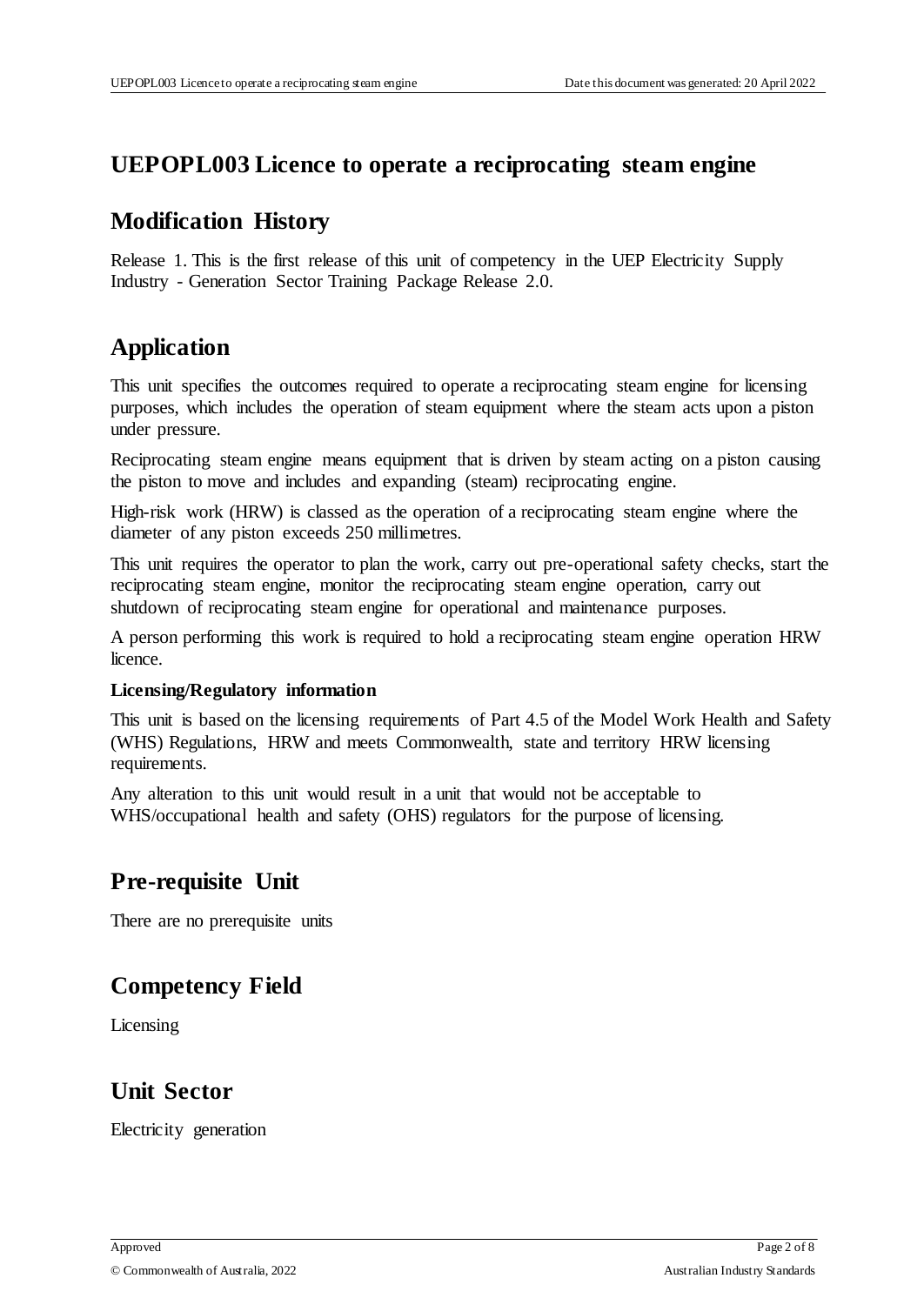# UEPOPL003 Licence to operate a reciprocating steam engine

## Modification History

Release 1. This is the first release of this unit of competency in the UEP Electricity Supply Industry - Generation Sector Training Package Release 2.0.

## Application

This unit specifies the outcomes required to operate a reciprocating steam engine for licensing purposes, which includes the operation of steam equipment where the steam acts upon a piston under pressure.

Reciprocating steam engine means equipment that is driven by steam acting on a piston causing the piston to move and includes and expanding (steam) reciprocating engine.

High-risk work (HRW) is classed as the operation of a reciprocating steam engine where the diameter of any piston exceeds 250 millimetres.

This unit requires the operator to plan the work, carry out pre-operational safety checks, start the reciprocating steam engine, monitor the reciprocating steam engine operation, carry out shutdown of reciprocating steam engine for operational and maintenance purposes.

A person performing this work is required to hold a reciprocating steam engine operation HRW licence.

**Licensing/Regulatory information**

This unit is based on the licensing requirements of Part 4.5 of the Model Work Health and Safety (WHS) Regulations, HRW and meets Commonwealth, state and territory HRW licensing requirements.

Any alteration to this unit would result in a unit that would not be acceptable to WHS/occupational health and safety (OHS) regulators for the purpose of licensing.

## Pre-requisite Unit

There are no prerequisite units

## Competency Field

Licensing

## Unit Sector

Electricity generation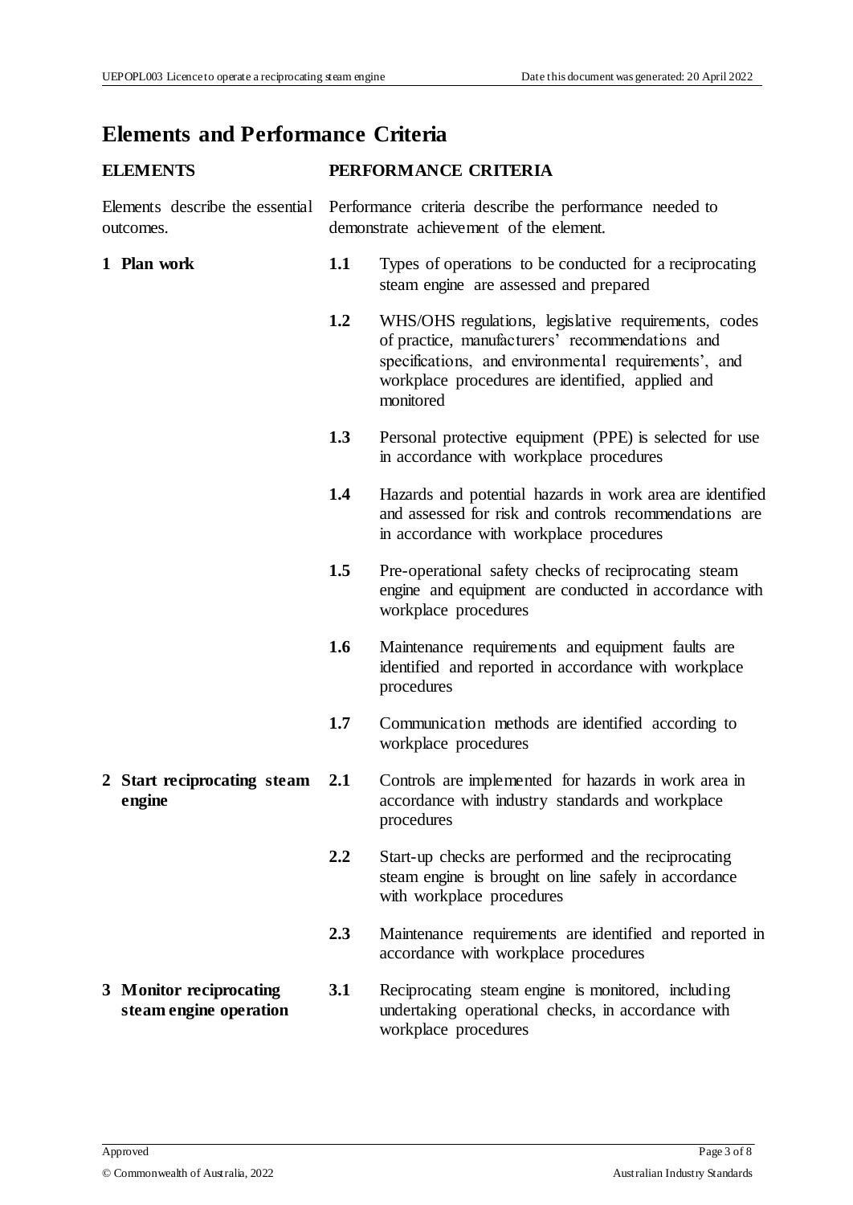## Elements and Performance Criteria

| ELEMENTS | PERFORMANCE CRITERIA |
| --- | --- |
| Elements describe the essential outcomes. | Performance criteria describe the performance needed to demonstrate achievement of the element. |
| **1 Plan work** | **1.1** Types of operations to be conducted for a reciprocating steam engine are assessed and prepared |
| | **1.2** WHS/OHS regulations, legislative requirements, codes of practice, manufacturers' recommendations and specifications, and environmental requirements', and workplace procedures are identified, applied and monitored |
| | **1.3** Personal protective equipment (PPE) is selected for use in accordance with workplace procedures |
| | **1.4** Hazards and potential hazards in work area are identified and assessed for risk and controls recommendations are in accordance with workplace procedures |
| | **1.5** Pre-operational safety checks of reciprocating steam engine and equipment are conducted in accordance with workplace procedures |
| | **1.6** Maintenance requirements and equipment faults are identified and reported in accordance with workplace procedures |
| | **1.7** Communication methods are identified according to workplace procedures |
| **2 Start reciprocating steam engine** | **2.1** Controls are implemented for hazards in work area in accordance with industry standards and workplace procedures |
| | **2.2** Start-up checks are performed and the reciprocating steam engine is brought on line safely in accordance with workplace procedures |
| | **2.3** Maintenance requirements are identified and reported in accordance with workplace procedures |
| **3 Monitor reciprocating steam engine operation** | **3.1** Reciprocating steam engine is monitored, including undertaking operational checks, in accordance with workplace procedures |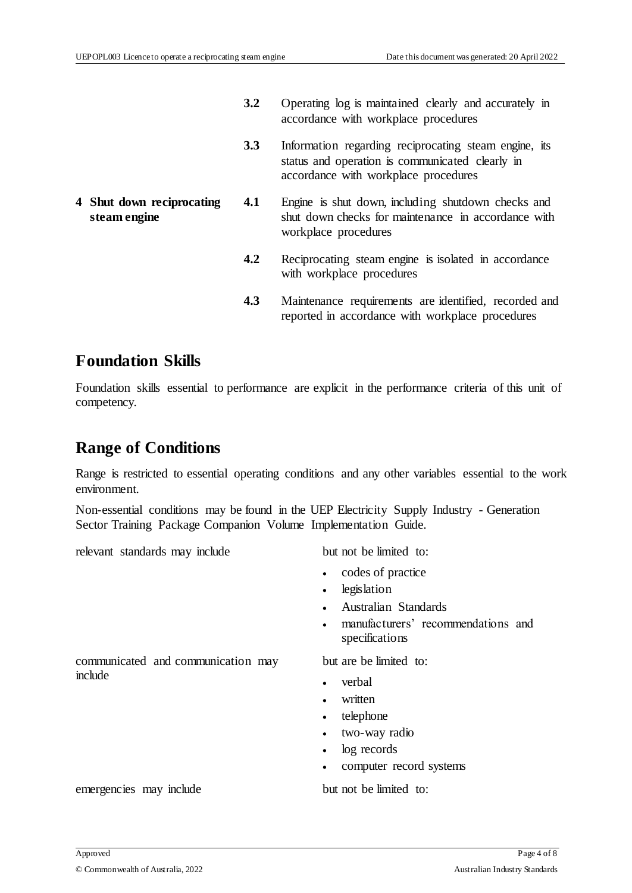| | | |
|---|---|---|
| | **3.2** | Operating log is maintained clearly and accurately in accordance with workplace procedures |
| | **3.3** | Information regarding reciprocating steam engine, its status and operation is communicated clearly in accordance with workplace procedures |
| **4 Shut down reciprocating steam engine** | **4.1** | Engine is shut down, including shutdown checks and shut down checks for maintenance in accordance with workplace procedures |
| | **4.2** | Reciprocating steam engine is isolated in accordance with workplace procedures |
| | **4.3** | Maintenance requirements are identified, recorded and reported in accordance with workplace procedures |

## Foundation Skills

Foundation skills essential to performance are explicit in the performance criteria of this unit of competency.

## Range of Conditions

Range is restricted to essential operating conditions and any other variables essential to the work environment.

Non-essential conditions may be found in the UEP Electricity Supply Industry - Generation Sector Training Package Companion Volume Implementation Guide.

| | |
|---|---|
| relevant standards may include | but not be limited to:<br>• codes of practice<br>• legislation<br>• Australian Standards<br>• manufacturers' recommendations and specifications |
| communicated and communication may include | but are be limited to:<br>• verbal<br>• written<br>• telephone<br>• two-way radio<br>• log records<br>• computer record systems |
| emergencies may include | but not be limited to: |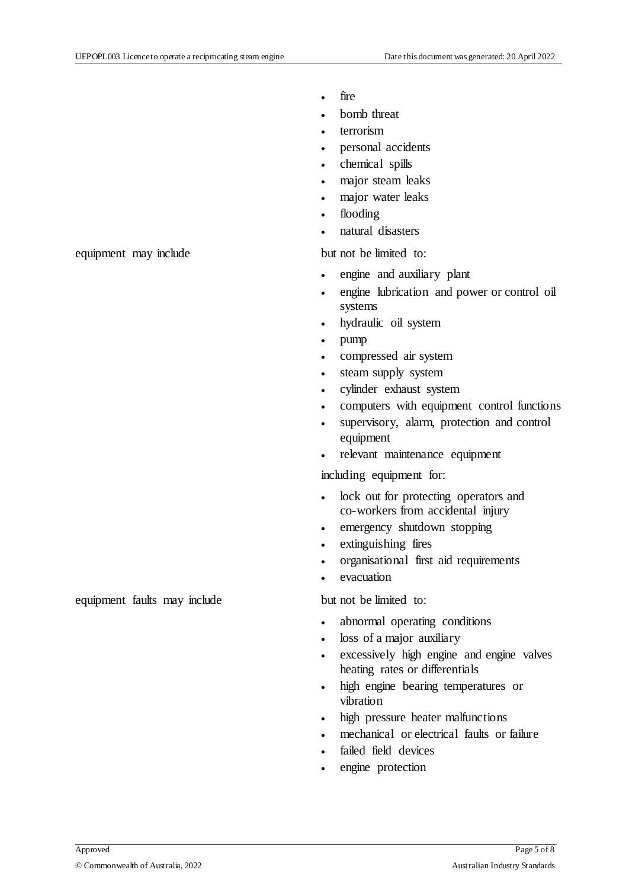| | |
|---|---|
| | - fire<br>- bomb threat<br>- terrorism<br>- personal accidents<br>- chemical spills<br>- major steam leaks<br>- major water leaks<br>- flooding<br>- natural disasters |
| equipment may include | but not be limited to:<br>- engine and auxiliary plant<br>- engine lubrication and power or control oil systems<br>- hydraulic oil system<br>- pump<br>- compressed air system<br>- steam supply system<br>- cylinder exhaust system<br>- computers with equipment control functions<br>- supervisory, alarm, protection and control equipment<br>- relevant maintenance equipment<br><br>including equipment for:<br>- lock out for protecting operators and co-workers from accidental injury<br>- emergency shutdown stopping<br>- extinguishing fires<br>- organisational first aid requirements<br>- evacuation |
| equipment faults may include | but not be limited to:<br>- abnormal operating conditions<br>- loss of a major auxiliary<br>- excessively high engine and engine valves heating rates or differentials<br>- high engine bearing temperatures or vibration<br>- high pressure heater malfunctions<br>- mechanical or electrical faults or failure<br>- failed field devices<br>- engine protection |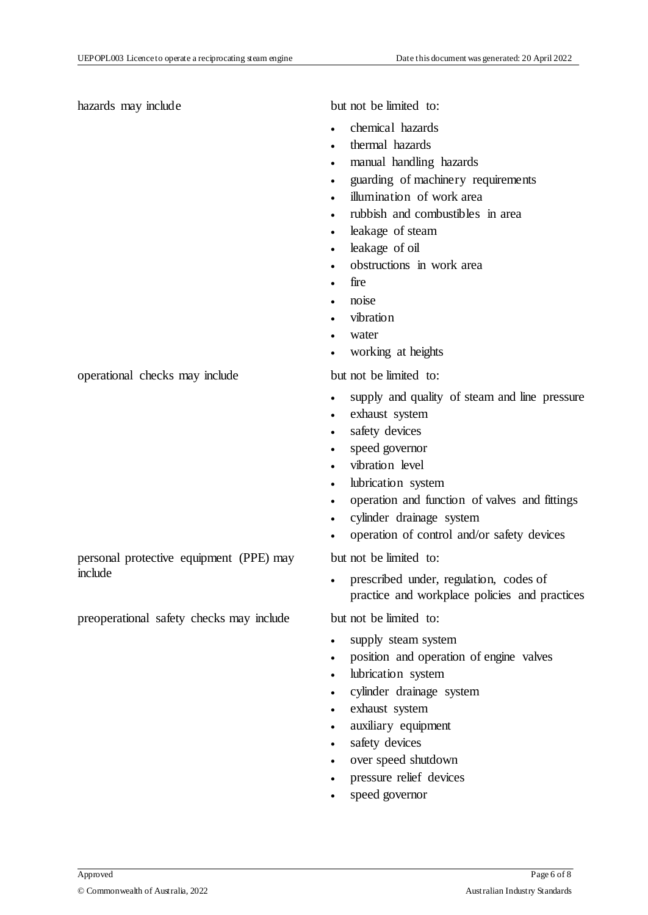| | |
|---|---|
| hazards may include | but not be limited to:<br>- chemical hazards<br>- thermal hazards<br>- manual handling hazards<br>- guarding of machinery requirements<br>- illumination of work area<br>- rubbish and combustibles in area<br>- leakage of steam<br>- leakage of oil<br>- obstructions in work area<br>- fire<br>- noise<br>- vibration<br>- water<br>- working at heights |
| operational checks may include | but not be limited to:<br>- supply and quality of steam and line pressure<br>- exhaust system<br>- safety devices<br>- speed governor<br>- vibration level<br>- lubrication system<br>- operation and function of valves and fittings<br>- cylinder drainage system<br>- operation of control and/or safety devices |
| personal protective equipment (PPE) may include | but not be limited to:<br>- prescribed under, regulation, codes of practice and workplace policies and practices |
| preoperational safety checks may include | but not be limited to:<br>- supply steam system<br>- position and operation of engine valves<br>- lubrication system<br>- cylinder drainage system<br>- exhaust system<br>- auxiliary equipment<br>- safety devices<br>- over speed shutdown<br>- pressure relief devices<br>- speed governor |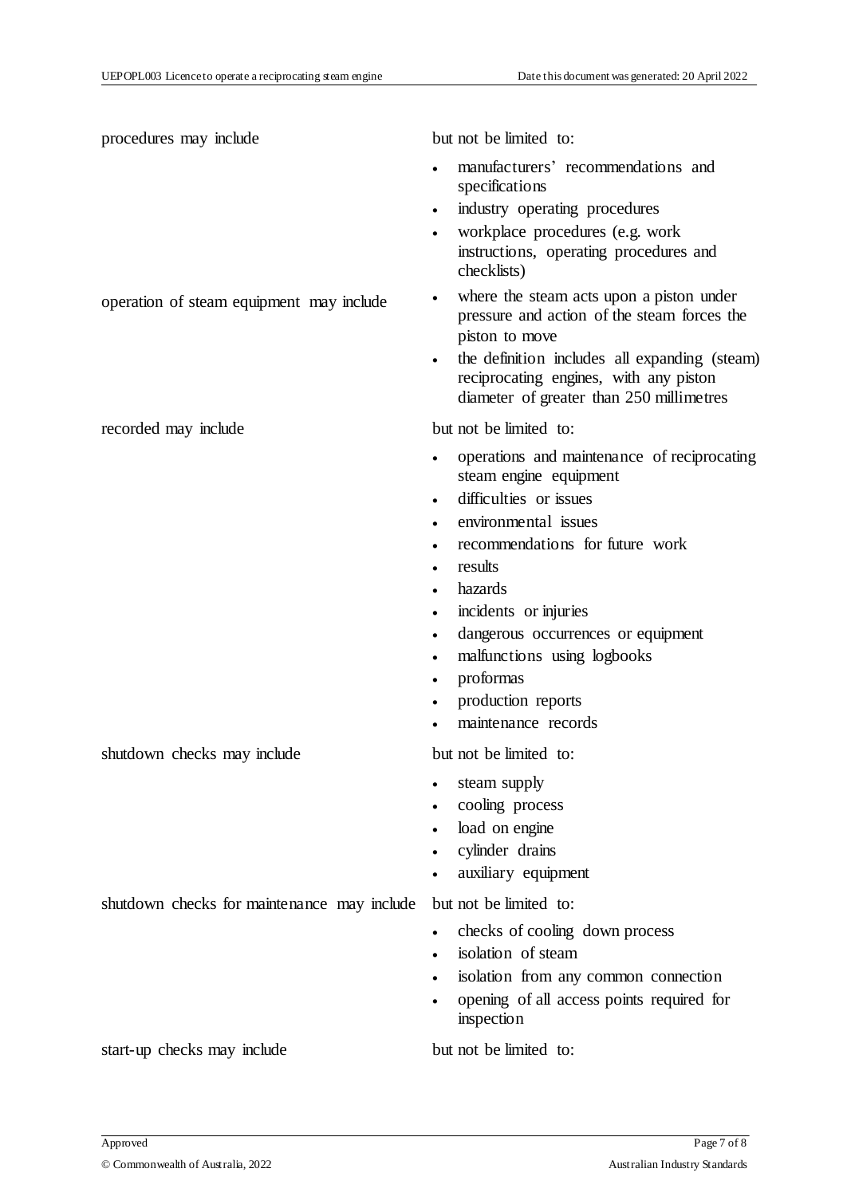| | |
|---|---|
| procedures may include | but not be limited to:<br>• manufacturers' recommendations and specifications<br>• industry operating procedures<br>• workplace procedures (e.g. work instructions, operating procedures and checklists) |
| operation of steam equipment may include | • where the steam acts upon a piston under pressure and action of the steam forces the piston to move<br>• the definition includes all expanding (steam) reciprocating engines, with any piston diameter of greater than 250 millimetres |
| recorded may include | but not be limited to:<br>• operations and maintenance of reciprocating steam engine equipment<br>• difficulties or issues<br>• environmental issues<br>• recommendations for future work<br>• results<br>• hazards<br>• incidents or injuries<br>• dangerous occurrences or equipment<br>• malfunctions using logbooks<br>• proformas<br>• production reports<br>• maintenance records |
| shutdown checks may include | but not be limited to:<br>• steam supply<br>• cooling process<br>• load on engine<br>• cylinder drains<br>• auxiliary equipment |
| shutdown checks for maintenance may include | but not be limited to:<br>• checks of cooling down process<br>• isolation of steam<br>• isolation from any common connection<br>• opening of all access points required for inspection |
| start-up checks may include | but not be limited to: |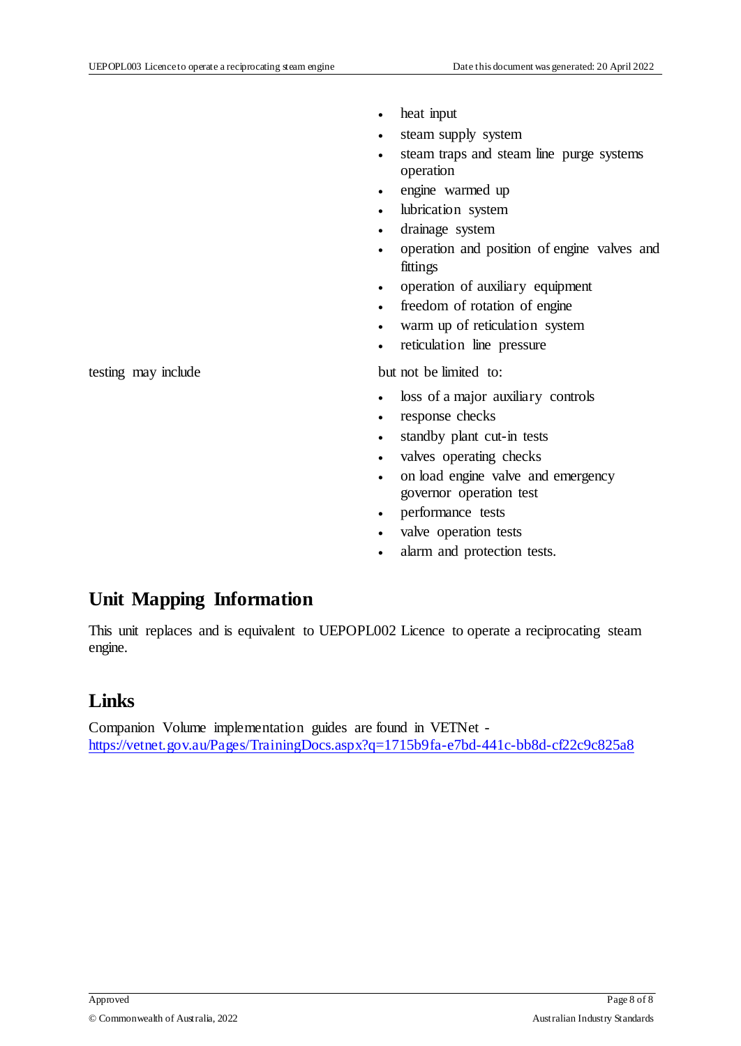| | |
|---|---|
| | - heat input<br>- steam supply system<br>- steam traps and steam line purge systems operation<br>- engine warmed up<br>- lubrication system<br>- drainage system<br>- operation and position of engine valves and fittings<br>- operation of auxiliary equipment<br>- freedom of rotation of engine<br>- warm up of reticulation system<br>- reticulation line pressure |
| testing may include | but not be limited to:<br>- loss of a major auxiliary controls<br>- response checks<br>- standby plant cut-in tests<br>- valves operating checks<br>- on load engine valve and emergency governor operation test<br>- performance tests<br>- valve operation tests<br>- alarm and protection tests. |

## Unit Mapping Information

This unit replaces and is equivalent to UEPOPL002 Licence to operate a reciprocating steam engine.

## Links

Companion Volume implementation guides are found in VETNet - https://vetnet.gov.au/Pages/TrainingDocs.aspx?q=1715b9fa-e7bd-441c-bb8d-cf22c9c825a8